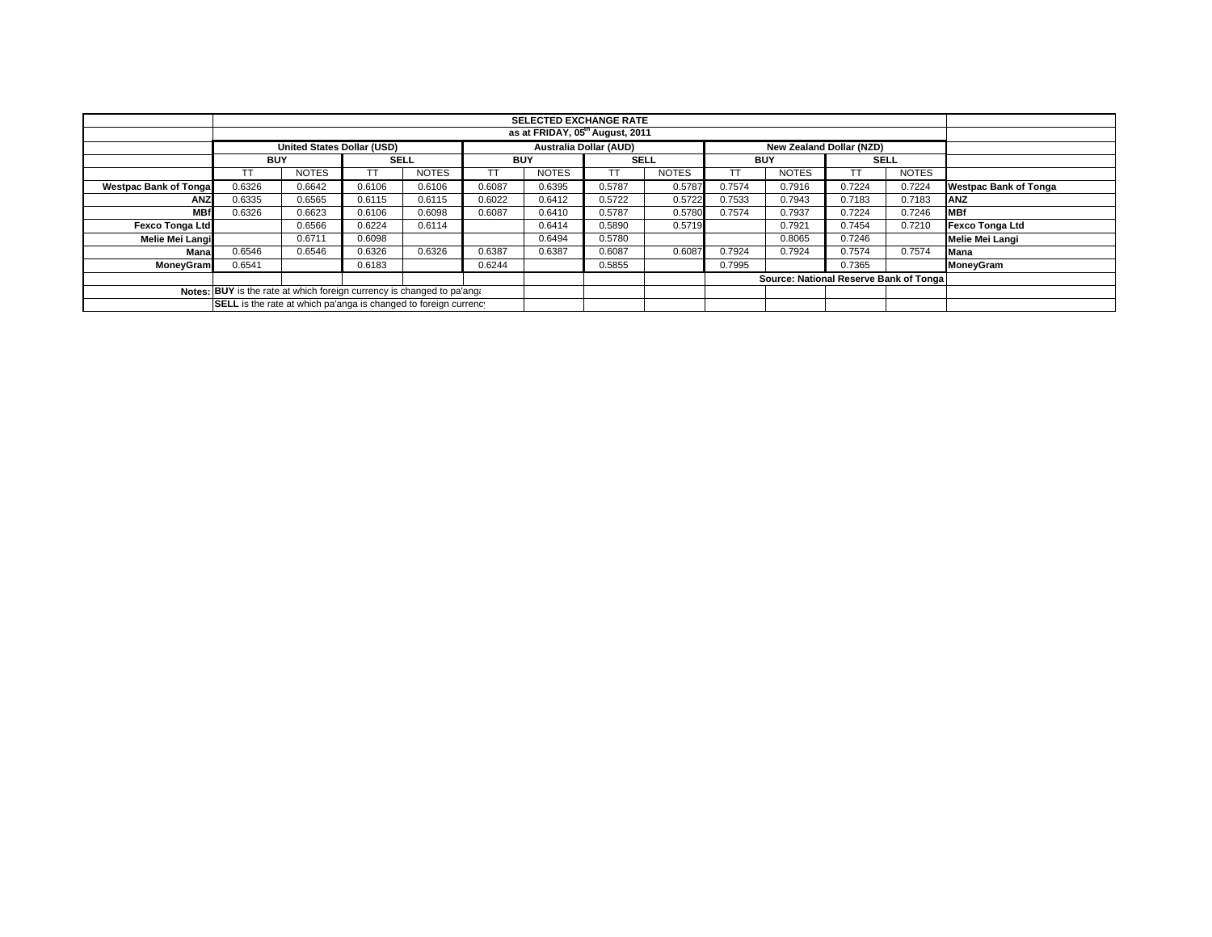| | SELECTED EXCHANGE RATE | | | | | | | | | | | | |
|---|---|---|---|---|---|---|---|---|---|---|---|---|---|
| | as at FRIDAY, 05th August, 2011 | | | | | | | | | | | | |
| | United States Dollar (USD) | | | | Australia Dollar (AUD) | | | | New Zealand Dollar (NZD) | | | | |
| | BUY | | SELL | | BUY | | SELL | | BUY | | SELL | | |
| | TT | NOTES | TT | NOTES | TT | NOTES | TT | NOTES | TT | NOTES | TT | NOTES | |
| Westpac Bank of Tonga | 0.6326 | 0.6642 | 0.6106 | 0.6106 | 0.6087 | 0.6395 | 0.5787 | 0.5787 | 0.7574 | 0.7916 | 0.7224 | 0.7224 | Westpac Bank of Tonga |
| ANZ | 0.6335 | 0.6565 | 0.6115 | 0.6115 | 0.6022 | 0.6412 | 0.5722 | 0.5722 | 0.7533 | 0.7943 | 0.7183 | 0.7183 | ANZ |
| MBf | 0.6326 | 0.6623 | 0.6106 | 0.6098 | 0.6087 | 0.6410 | 0.5787 | 0.5780 | 0.7574 | 0.7937 | 0.7224 | 0.7246 | MBf |
| Fexco Tonga Ltd | | 0.6566 | 0.6224 | 0.6114 | | 0.6414 | 0.5890 | 0.5719 | | 0.7921 | 0.7454 | 0.7210 | Fexco Tonga Ltd |
| Melie Mei Langi | | 0.6711 | 0.6098 | | | 0.6494 | 0.5780 | | | 0.8065 | 0.7246 | | Melie Mei Langi |
| Mana | 0.6546 | 0.6546 | 0.6326 | 0.6326 | 0.6387 | 0.6387 | 0.6087 | 0.6087 | 0.7924 | 0.7924 | 0.7574 | 0.7574 | Mana |
| MoneyGram | 0.6541 | | 0.6183 | | 0.6244 | | 0.5855 | | 0.7995 | | 0.7365 | | MoneyGram |
| | | | | | | | | | Source: National Reserve Bank of Tonga | | | | |
| Notes: | **BUY** is the rate at which foreign currency is changed to pa'anga | | | | | | | | | | | | |
| | **SELL** is the rate at which pa'anga is changed to foreign currency | | | | | | | | | | | | |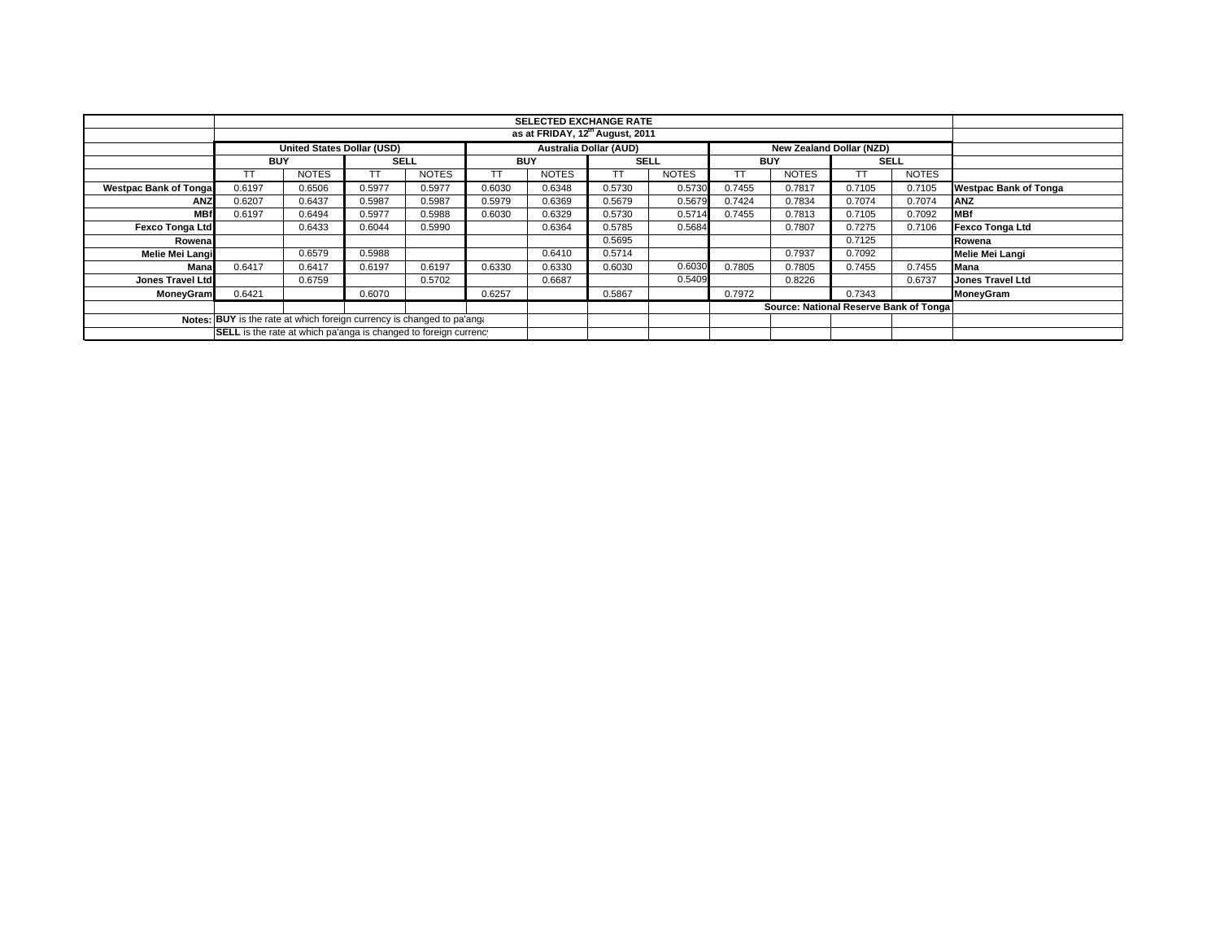| | SELECTED EXCHANGE RATE | | | | | | | | | | | | |
|---|---|---|---|---|---|---|---|---|---|---|---|---|---|
| | as at FRIDAY, 12th August, 2011 | | | | | | | | | | | | |
| | United States Dollar (USD) | | | | Australia Dollar (AUD) | | | | New Zealand Dollar (NZD) | | | | |
| | BUY | | SELL | | BUY | | SELL | | BUY | | SELL | | |
| | TT | NOTES | TT | NOTES | TT | NOTES | TT | NOTES | TT | NOTES | TT | NOTES | |
| Westpac Bank of Tonga | 0.6197 | 0.6506 | 0.5977 | 0.5977 | 0.6030 | 0.6348 | 0.5730 | 0.5730 | 0.7455 | 0.7817 | 0.7105 | 0.7105 | Westpac Bank of Tonga |
| ANZ | 0.6207 | 0.6437 | 0.5987 | 0.5987 | 0.5979 | 0.6369 | 0.5679 | 0.5679 | 0.7424 | 0.7834 | 0.7074 | 0.7074 | ANZ |
| MBf | 0.6197 | 0.6494 | 0.5977 | 0.5988 | 0.6030 | 0.6329 | 0.5730 | 0.5714 | 0.7455 | 0.7813 | 0.7105 | 0.7092 | MBf |
| Fexco Tonga Ltd | | 0.6433 | 0.6044 | 0.5990 | | 0.6364 | 0.5785 | 0.5684 | | 0.7807 | 0.7275 | 0.7106 | Fexco Tonga Ltd |
| Rowena | | | | | | | 0.5695 | | | | 0.7125 | | Rowena |
| Melie Mei Langi | | 0.6579 | 0.5988 | | | 0.6410 | 0.5714 | | | 0.7937 | 0.7092 | | Melie Mei Langi |
| Mana | 0.6417 | 0.6417 | 0.6197 | 0.6197 | 0.6330 | 0.6330 | 0.6030 | 0.6030 | 0.7805 | 0.7805 | 0.7455 | 0.7455 | Mana |
| Jones Travel Ltd | | 0.6759 | | 0.5702 | | 0.6687 | | 0.5409 | | 0.8226 | | 0.6737 | Jones Travel Ltd |
| MoneyGram | 0.6421 | | 0.6070 | | 0.6257 | | 0.5867 | | 0.7972 | | 0.7343 | | MoneyGram |
| | | | | | | | | | Source: National Reserve Bank of Tonga | | | | |
| Notes: | BUY is the rate at which foreign currency is changed to pa'anga | | | | | | | | | | | | |
| | SELL is the rate at which pa'anga is changed to foreign currency | | | | | | | | | | | | |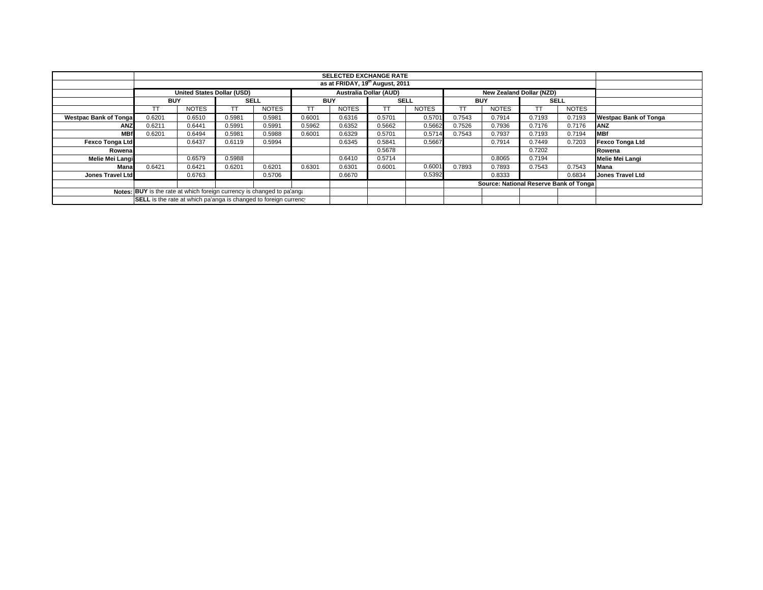| | SELECTED EXCHANGE RATE | | | | | | | | | | | | |
|---|---|---|---|---|---|---|---|---|---|---|---|---|---|
| | as at FRIDAY, 19th August, 2011 | | | | | | | | | | | | |
| | **United States Dollar (USD)** | | | | **Australia Dollar (AUD)** | | | | **New Zealand Dollar (NZD)** | | | | |
| | **BUY** | | **SELL** | | **BUY** | | **SELL** | | **BUY** | | **SELL** | | |
| | TT | NOTES | TT | NOTES | TT | NOTES | TT | NOTES | TT | NOTES | TT | NOTES | |
| **Westpac Bank of Tonga** | 0.6201 | 0.6510 | 0.5981 | 0.5981 | 0.6001 | 0.6316 | 0.5701 | 0.5701 | 0.7543 | 0.7914 | 0.7193 | 0.7193 | **Westpac Bank of Tonga** |
| **ANZ** | 0.6211 | 0.6441 | 0.5991 | 0.5991 | 0.5962 | 0.6352 | 0.5662 | 0.5662 | 0.7526 | 0.7936 | 0.7176 | 0.7176 | **ANZ** |
| **MBf** | 0.6201 | 0.6494 | 0.5981 | 0.5988 | 0.6001 | 0.6329 | 0.5701 | 0.5714 | 0.7543 | 0.7937 | 0.7193 | 0.7194 | **MBf** |
| **Fexco Tonga Ltd** | | 0.6437 | 0.6119 | 0.5994 | | 0.6345 | 0.5841 | 0.5667 | | 0.7914 | 0.7449 | 0.7203 | **Fexco Tonga Ltd** |
| **Rowena** | | | | | | | 0.5678 | | | | 0.7202 | | **Rowena** |
| **Melie Mei Langi** | | 0.6579 | 0.5988 | | | 0.6410 | 0.5714 | | | 0.8065 | 0.7194 | | **Melie Mei Langi** |
| **Mana** | 0.6421 | 0.6421 | 0.6201 | 0.6201 | 0.6301 | 0.6301 | 0.6001 | 0.6001 | 0.7893 | 0.7893 | 0.7543 | 0.7543 | **Mana** |
| **Jones Travel Ltd** | | 0.6763 | | 0.5706 | | 0.6670 | | 0.5392 | | 0.8333 | | 0.6834 | **Jones Travel Ltd** |
| | | | | | | | | | **Source: National Reserve Bank of Tonga** | | | | |
| **Notes:** | **BUY** is the rate at which foreign currency is changed to pa'anga | | | | | | | | | | | | |
| | **SELL** is the rate at which pa'anga is changed to foreign currency | | | | | | | | | | | | |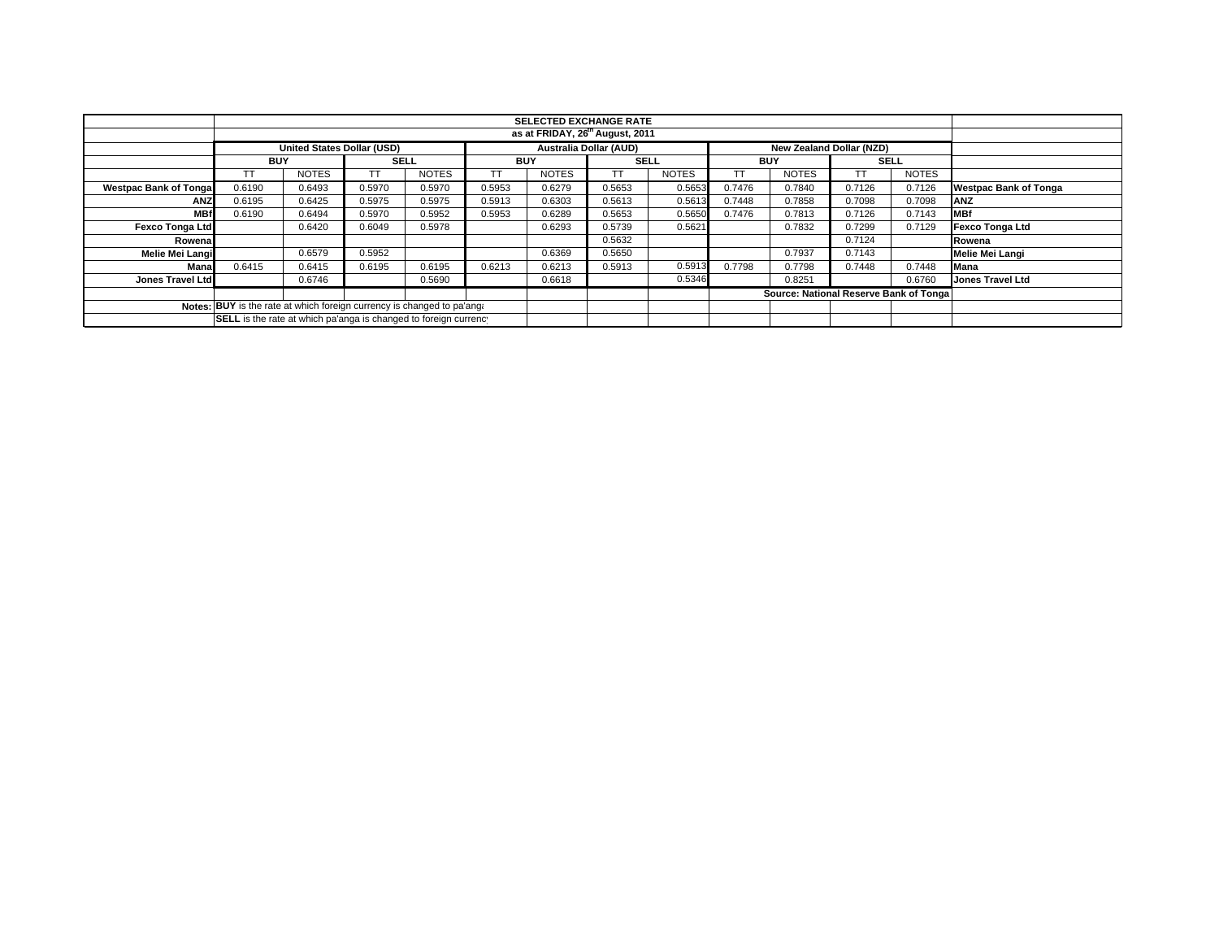| | SELECTED EXCHANGE RATE | | | | | | | | | | | | |
|---|---|---|---|---|---|---|---|---|---|---|---|---|---|
| | as at FRIDAY, 26th August, 2011 | | | | | | | | | | | | |
| | United States Dollar (USD) | | | | Australia Dollar (AUD) | | | | New Zealand Dollar (NZD) | | | | |
| | BUY | | SELL | | BUY | | SELL | | BUY | | SELL | | |
| | TT | NOTES | TT | NOTES | TT | NOTES | TT | NOTES | TT | NOTES | TT | NOTES | |
| Westpac Bank of Tonga | 0.6190 | 0.6493 | 0.5970 | 0.5970 | 0.5953 | 0.6279 | 0.5653 | 0.5653 | 0.7476 | 0.7840 | 0.7126 | 0.7126 | Westpac Bank of Tonga |
| ANZ | 0.6195 | 0.6425 | 0.5975 | 0.5975 | 0.5913 | 0.6303 | 0.5613 | 0.5613 | 0.7448 | 0.7858 | 0.7098 | 0.7098 | ANZ |
| MBf | 0.6190 | 0.6494 | 0.5970 | 0.5952 | 0.5953 | 0.6289 | 0.5653 | 0.5650 | 0.7476 | 0.7813 | 0.7126 | 0.7143 | MBf |
| Fexco Tonga Ltd | | 0.6420 | 0.6049 | 0.5978 | | 0.6293 | 0.5739 | 0.5621 | | 0.7832 | 0.7299 | 0.7129 | Fexco Tonga Ltd |
| Rowena | | | | | | | 0.5632 | | | | 0.7124 | | Rowena |
| Melie Mei Langi | | 0.6579 | 0.5952 | | | 0.6369 | 0.5650 | | | 0.7937 | 0.7143 | | Melie Mei Langi |
| Mana | 0.6415 | 0.6415 | 0.6195 | 0.6195 | 0.6213 | 0.6213 | 0.5913 | 0.5913 | 0.7798 | 0.7798 | 0.7448 | 0.7448 | Mana |
| Jones Travel Ltd | | 0.6746 | | 0.5690 | | 0.6618 | | 0.5346 | | 0.8251 | | 0.6760 | Jones Travel Ltd |
| | | | | | | | | | Source: National Reserve Bank of Tonga | | | | |
| Notes: | **BUY** is the rate at which foreign currency is changed to pa'anga | | | | | | | | | | | | |
| | **SELL** is the rate at which pa'anga is changed to foreign currency | | | | | | | | | | | | |